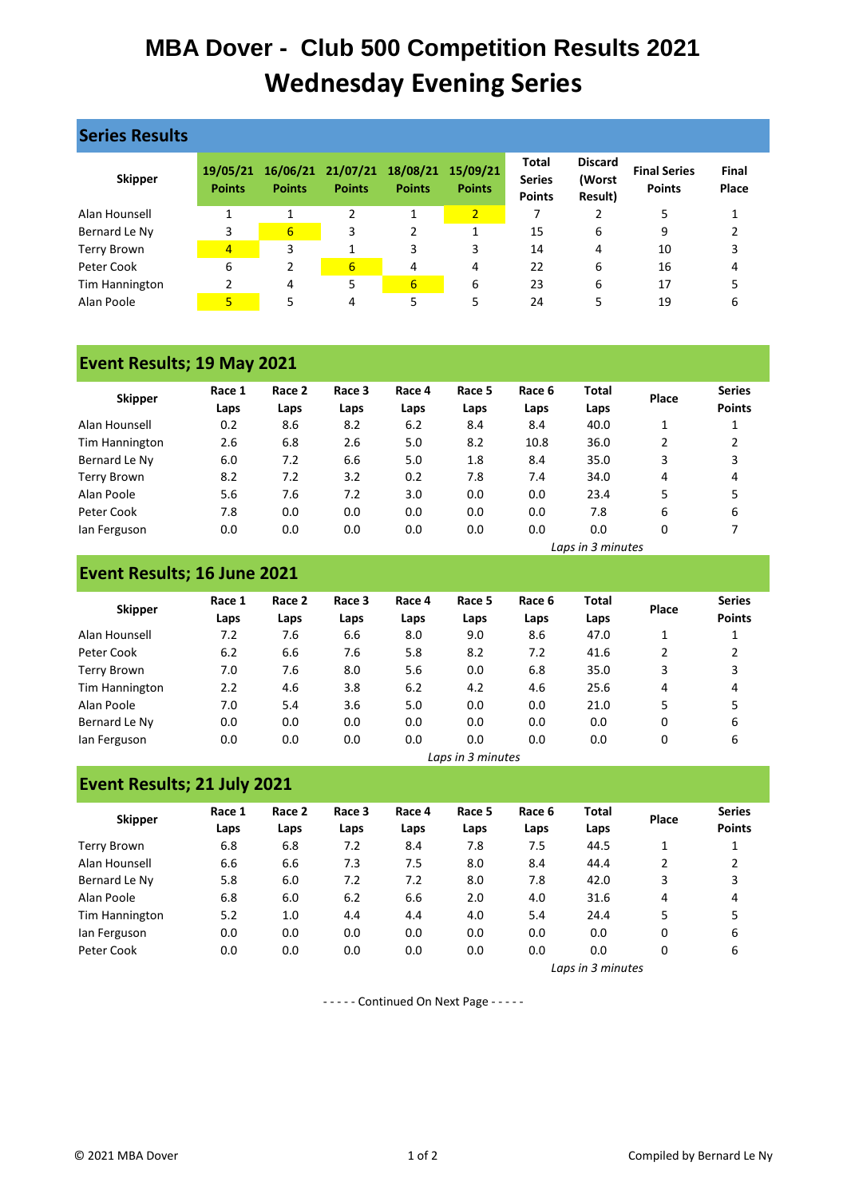# MBA Dover - Club 500 Competition Results 2021

# Wednesday Evening Series

## Series Results

| Skipper | 19/05/21 Points | 16/06/21 Points | 21/07/21 Points | 18/08/21 Points | 15/09/21 Points | Total Series Points | Discard (Worst Result) | Final Series Points | Final Place |
|---|---|---|---|---|---|---|---|---|---|
| Alan Hounsell | 1 | 1 | 2 | 1 | 2 | 7 | 2 | 5 | 1 |
| Bernard Le Ny | 3 | 6 | 3 | 2 | 1 | 15 | 6 | 9 | 2 |
| Terry Brown | 4 | 3 | 1 | 3 | 3 | 14 | 4 | 10 | 3 |
| Peter Cook | 6 | 2 | 6 | 4 | 4 | 22 | 6 | 16 | 4 |
| Tim Hannington | 2 | 4 | 5 | 6 | 6 | 23 | 6 | 17 | 5 |
| Alan Poole | 5 | 5 | 4 | 5 | 5 | 24 | 5 | 19 | 6 |

## Event Results; 19 May 2021

| Skipper | Race 1 Laps | Race 2 Laps | Race 3 Laps | Race 4 Laps | Race 5 Laps | Race 6 Laps | Total Laps | Place | Series Points |
|---|---|---|---|---|---|---|---|---|---|
| Alan Hounsell | 0.2 | 8.6 | 8.2 | 6.2 | 8.4 | 8.4 | 40.0 | 1 | 1 |
| Tim Hannington | 2.6 | 6.8 | 2.6 | 5.0 | 8.2 | 10.8 | 36.0 | 2 | 2 |
| Bernard Le Ny | 6.0 | 7.2 | 6.6 | 5.0 | 1.8 | 8.4 | 35.0 | 3 | 3 |
| Terry Brown | 8.2 | 7.2 | 3.2 | 0.2 | 7.8 | 7.4 | 34.0 | 4 | 4 |
| Alan Poole | 5.6 | 7.6 | 7.2 | 3.0 | 0.0 | 0.0 | 23.4 | 5 | 5 |
| Peter Cook | 7.8 | 0.0 | 0.0 | 0.0 | 0.0 | 0.0 | 7.8 | 6 | 6 |
| Ian Ferguson | 0.0 | 0.0 | 0.0 | 0.0 | 0.0 | 0.0 | 0.0 | 0 | 7 |

*Laps in 3 minutes*

## Event Results; 16 June 2021

| Skipper | Race 1 Laps | Race 2 Laps | Race 3 Laps | Race 4 Laps | Race 5 Laps | Race 6 Laps | Total Laps | Place | Series Points |
|---|---|---|---|---|---|---|---|---|---|
| Alan Hounsell | 7.2 | 7.6 | 6.6 | 8.0 | 9.0 | 8.6 | 47.0 | 1 | 1 |
| Peter Cook | 6.2 | 6.6 | 7.6 | 5.8 | 8.2 | 7.2 | 41.6 | 2 | 2 |
| Terry Brown | 7.0 | 7.6 | 8.0 | 5.6 | 0.0 | 6.8 | 35.0 | 3 | 3 |
| Tim Hannington | 2.2 | 4.6 | 3.8 | 6.2 | 4.2 | 4.6 | 25.6 | 4 | 4 |
| Alan Poole | 7.0 | 5.4 | 3.6 | 5.0 | 0.0 | 0.0 | 21.0 | 5 | 5 |
| Bernard Le Ny | 0.0 | 0.0 | 0.0 | 0.0 | 0.0 | 0.0 | 0.0 | 0 | 6 |
| Ian Ferguson | 0.0 | 0.0 | 0.0 | 0.0 | 0.0 | 0.0 | 0.0 | 0 | 6 |

*Laps in 3 minutes*

## Event Results; 21 July 2021

| Skipper | Race 1 Laps | Race 2 Laps | Race 3 Laps | Race 4 Laps | Race 5 Laps | Race 6 Laps | Total Laps | Place | Series Points |
|---|---|---|---|---|---|---|---|---|---|
| Terry Brown | 6.8 | 6.8 | 7.2 | 8.4 | 7.8 | 7.5 | 44.5 | 1 | 1 |
| Alan Hounsell | 6.6 | 6.6 | 7.3 | 7.5 | 8.0 | 8.4 | 44.4 | 2 | 2 |
| Bernard Le Ny | 5.8 | 6.0 | 7.2 | 7.2 | 8.0 | 7.8 | 42.0 | 3 | 3 |
| Alan Poole | 6.8 | 6.0 | 6.2 | 6.6 | 2.0 | 4.0 | 31.6 | 4 | 4 |
| Tim Hannington | 5.2 | 1.0 | 4.4 | 4.4 | 4.0 | 5.4 | 24.4 | 5 | 5 |
| Ian Ferguson | 0.0 | 0.0 | 0.0 | 0.0 | 0.0 | 0.0 | 0.0 | 0 | 6 |
| Peter Cook | 0.0 | 0.0 | 0.0 | 0.0 | 0.0 | 0.0 | 0.0 | 0 | 6 |

*Laps in 3 minutes*

- - - - - Continued On Next Page - - - - -

© 2021 MBA Dover

Compiled by Bernard Le Ny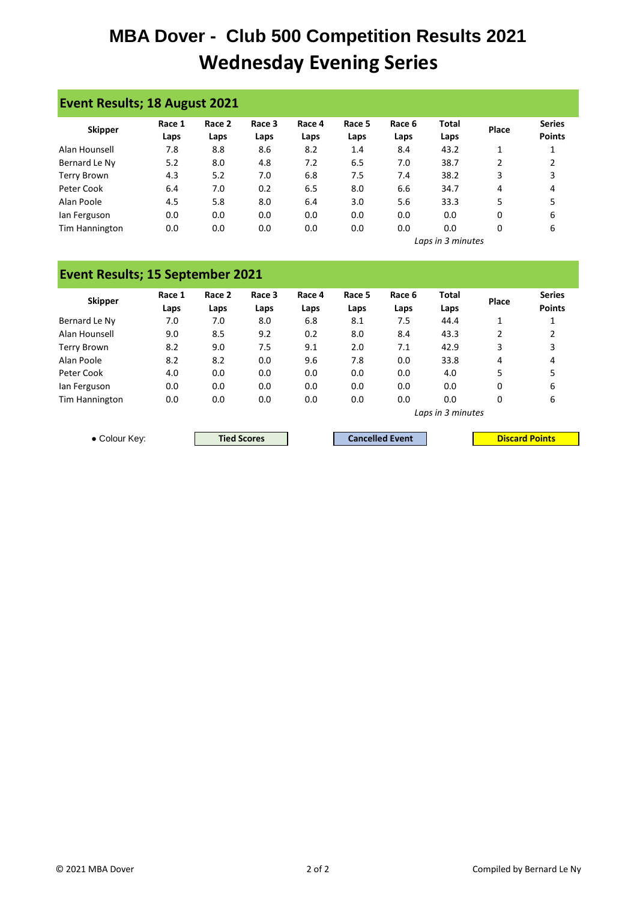# MBA Dover - Club 500 Competition Results 2021

# Wednesday Evening Series

## Event Results; 18 August 2021

| Skipper | Race 1 Laps | Race 2 Laps | Race 3 Laps | Race 4 Laps | Race 5 Laps | Race 6 Laps | Total Laps | Place | Series Points |
|---|---|---|---|---|---|---|---|---|---|
| Alan Hounsell | 7.8 | 8.8 | 8.6 | 8.2 | 1.4 | 8.4 | 43.2 | 1 | 1 |
| Bernard Le Ny | 5.2 | 8.0 | 4.8 | 7.2 | 6.5 | 7.0 | 38.7 | 2 | 2 |
| Terry Brown | 4.3 | 5.2 | 7.0 | 6.8 | 7.5 | 7.4 | 38.2 | 3 | 3 |
| Peter Cook | 6.4 | 7.0 | 0.2 | 6.5 | 8.0 | 6.6 | 34.7 | 4 | 4 |
| Alan Poole | 4.5 | 5.8 | 8.0 | 6.4 | 3.0 | 5.6 | 33.3 | 5 | 5 |
| Ian Ferguson | 0.0 | 0.0 | 0.0 | 0.0 | 0.0 | 0.0 | 0.0 | 0 | 6 |
| Tim Hannington | 0.0 | 0.0 | 0.0 | 0.0 | 0.0 | 0.0 | 0.0 | 0 | 6 |

*Laps in 3 minutes*

## Event Results; 15 September 2021

| Skipper | Race 1 Laps | Race 2 Laps | Race 3 Laps | Race 4 Laps | Race 5 Laps | Race 6 Laps | Total Laps | Place | Series Points |
|---|---|---|---|---|---|---|---|---|---|
| Bernard Le Ny | 7.0 | 7.0 | 8.0 | 6.8 | 8.1 | 7.5 | 44.4 | 1 | 1 |
| Alan Hounsell | 9.0 | 8.5 | 9.2 | 0.2 | 8.0 | 8.4 | 43.3 | 2 | 2 |
| Terry Brown | 8.2 | 9.0 | 7.5 | 9.1 | 2.0 | 7.1 | 42.9 | 3 | 3 |
| Alan Poole | 8.2 | 8.2 | 0.0 | 9.6 | 7.8 | 0.0 | 33.8 | 4 | 4 |
| Peter Cook | 4.0 | 0.0 | 0.0 | 0.0 | 0.0 | 0.0 | 4.0 | 5 | 5 |
| Ian Ferguson | 0.0 | 0.0 | 0.0 | 0.0 | 0.0 | 0.0 | 0.0 | 0 | 6 |
| Tim Hannington | 0.0 | 0.0 | 0.0 | 0.0 | 0.0 | 0.0 | 0.0 | 0 | 6 |

*Laps in 3 minutes*

• Colour Key: **Tied Scores** **Cancelled Event** **Discard Points**

© 2021 MBA Dover

Compiled by Bernard Le Ny